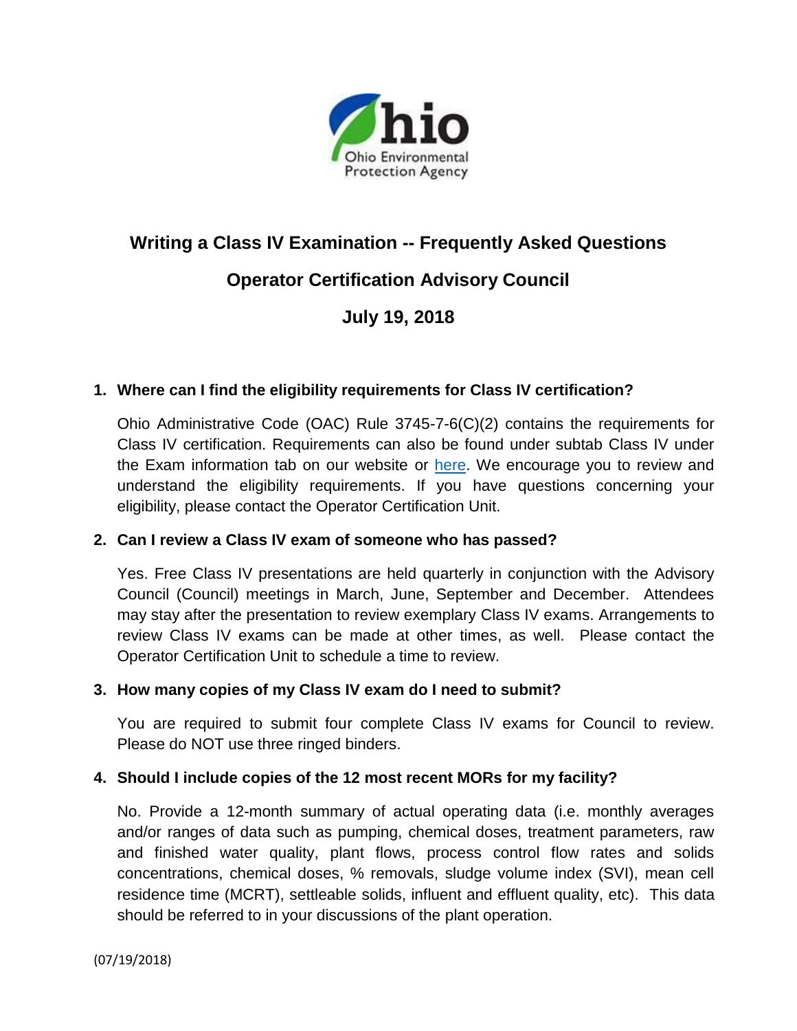# Writing a Class IV Examination -- Frequently Asked Questions

## Operator Certification Advisory Council

## July 19, 2018

1. **Where can I find the eligibility requirements for Class IV certification?**

   Ohio Administrative Code (OAC) Rule 3745-7-6(C)(2) contains the requirements for Class IV certification. Requirements can also be found under subtab Class IV under the Exam information tab on our website or here. We encourage you to review and understand the eligibility requirements. If you have questions concerning your eligibility, please contact the Operator Certification Unit.

2. **Can I review a Class IV exam of someone who has passed?**

   Yes. Free Class IV presentations are held quarterly in conjunction with the Advisory Council (Council) meetings in March, June, September and December. Attendees may stay after the presentation to review exemplary Class IV exams. Arrangements to review Class IV exams can be made at other times, as well. Please contact the Operator Certification Unit to schedule a time to review.

3. **How many copies of my Class IV exam do I need to submit?**

   You are required to submit four complete Class IV exams for Council to review. Please do NOT use three ringed binders.

4. **Should I include copies of the 12 most recent MORs for my facility?**

   No. Provide a 12-month summary of actual operating data (i.e. monthly averages and/or ranges of data such as pumping, chemical doses, treatment parameters, raw and finished water quality, plant flows, process control flow rates and solids concentrations, chemical doses, % removals, sludge volume index (SVI), mean cell residence time (MCRT), settleable solids, influent and effluent quality, etc). This data should be referred to in your discussions of the plant operation.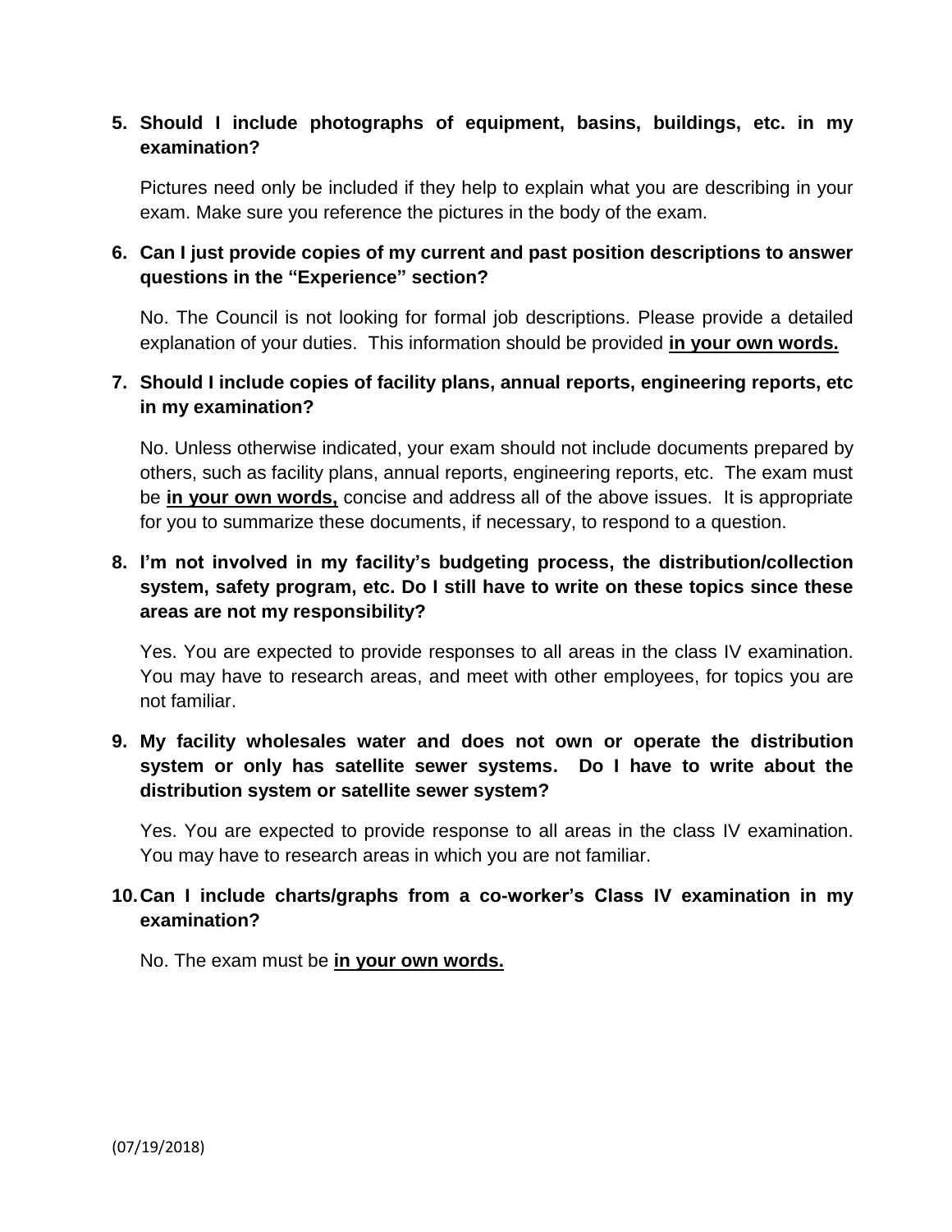5. **Should I include photographs of equipment, basins, buildings, etc. in my examination?**

   Pictures need only be included if they help to explain what you are describing in your exam. Make sure you reference the pictures in the body of the exam.

6. **Can I just provide copies of my current and past position descriptions to answer questions in the "Experience" section?**

   No. The Council is not looking for formal job descriptions. Please provide a detailed explanation of your duties. This information should be provided **<u>in your own words.</u>**

7. **Should I include copies of facility plans, annual reports, engineering reports, etc in my examination?**

   No. Unless otherwise indicated, your exam should not include documents prepared by others, such as facility plans, annual reports, engineering reports, etc. The exam must be **<u>in your own words,</u>** concise and address all of the above issues. It is appropriate for you to summarize these documents, if necessary, to respond to a question.

8. **I'm not involved in my facility's budgeting process, the distribution/collection system, safety program, etc. Do I still have to write on these topics since these areas are not my responsibility?**

   Yes. You are expected to provide responses to all areas in the class IV examination. You may have to research areas, and meet with other employees, for topics you are not familiar.

9. **My facility wholesales water and does not own or operate the distribution system or only has satellite sewer systems. Do I have to write about the distribution system or satellite sewer system?**

   Yes. You are expected to provide response to all areas in the class IV examination. You may have to research areas in which you are not familiar.

10. **Can I include charts/graphs from a co-worker's Class IV examination in my examination?**

    No. The exam must be **<u>in your own words.</u>**

(07/19/2018)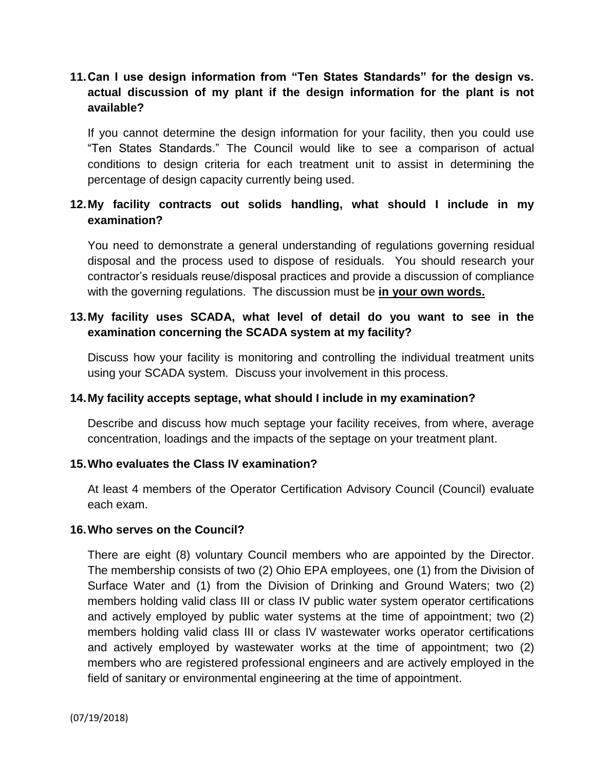**11. Can I use design information from "Ten States Standards" for the design vs. actual discussion of my plant if the design information for the plant is not available?**

If you cannot determine the design information for your facility, then you could use "Ten States Standards." The Council would like to see a comparison of actual conditions to design criteria for each treatment unit to assist in determining the percentage of design capacity currently being used.

**12. My facility contracts out solids handling, what should I include in my examination?**

You need to demonstrate a general understanding of regulations governing residual disposal and the process used to dispose of residuals. You should research your contractor's residuals reuse/disposal practices and provide a discussion of compliance with the governing regulations. The discussion must be **<u>in your own words.</u>**

**13. My facility uses SCADA, what level of detail do you want to see in the examination concerning the SCADA system at my facility?**

Discuss how your facility is monitoring and controlling the individual treatment units using your SCADA system. Discuss your involvement in this process.

**14. My facility accepts septage, what should I include in my examination?**

Describe and discuss how much septage your facility receives, from where, average concentration, loadings and the impacts of the septage on your treatment plant.

**15. Who evaluates the Class IV examination?**

At least 4 members of the Operator Certification Advisory Council (Council) evaluate each exam.

**16. Who serves on the Council?**

There are eight (8) voluntary Council members who are appointed by the Director. The membership consists of two (2) Ohio EPA employees, one (1) from the Division of Surface Water and (1) from the Division of Drinking and Ground Waters; two (2) members holding valid class III or class IV public water system operator certifications and actively employed by public water systems at the time of appointment; two (2) members holding valid class III or class IV wastewater works operator certifications and actively employed by wastewater works at the time of appointment; two (2) members who are registered professional engineers and are actively employed in the field of sanitary or environmental engineering at the time of appointment.

(07/19/2018)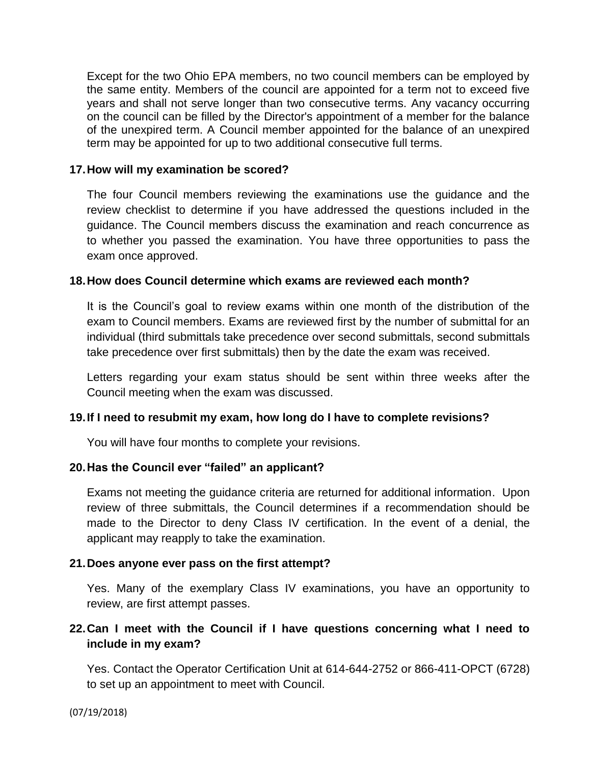Except for the two Ohio EPA members, no two council members can be employed by the same entity. Members of the council are appointed for a term not to exceed five years and shall not serve longer than two consecutive terms. Any vacancy occurring on the council can be filled by the Director's appointment of a member for the balance of the unexpired term. A Council member appointed for the balance of an unexpired term may be appointed for up to two additional consecutive full terms.

**17. How will my examination be scored?**

The four Council members reviewing the examinations use the guidance and the review checklist to determine if you have addressed the questions included in the guidance. The Council members discuss the examination and reach concurrence as to whether you passed the examination. You have three opportunities to pass the exam once approved.

**18. How does Council determine which exams are reviewed each month?**

It is the Council's goal to review exams within one month of the distribution of the exam to Council members. Exams are reviewed first by the number of submittal for an individual (third submittals take precedence over second submittals, second submittals take precedence over first submittals) then by the date the exam was received.

Letters regarding your exam status should be sent within three weeks after the Council meeting when the exam was discussed.

**19. If I need to resubmit my exam, how long do I have to complete revisions?**

You will have four months to complete your revisions.

**20. Has the Council ever "failed" an applicant?**

Exams not meeting the guidance criteria are returned for additional information. Upon review of three submittals, the Council determines if a recommendation should be made to the Director to deny Class IV certification. In the event of a denial, the applicant may reapply to take the examination.

**21. Does anyone ever pass on the first attempt?**

Yes. Many of the exemplary Class IV examinations, you have an opportunity to review, are first attempt passes.

**22. Can I meet with the Council if I have questions concerning what I need to include in my exam?**

Yes. Contact the Operator Certification Unit at 614-644-2752 or 866-411-OPCT (6728) to set up an appointment to meet with Council.

(07/19/2018)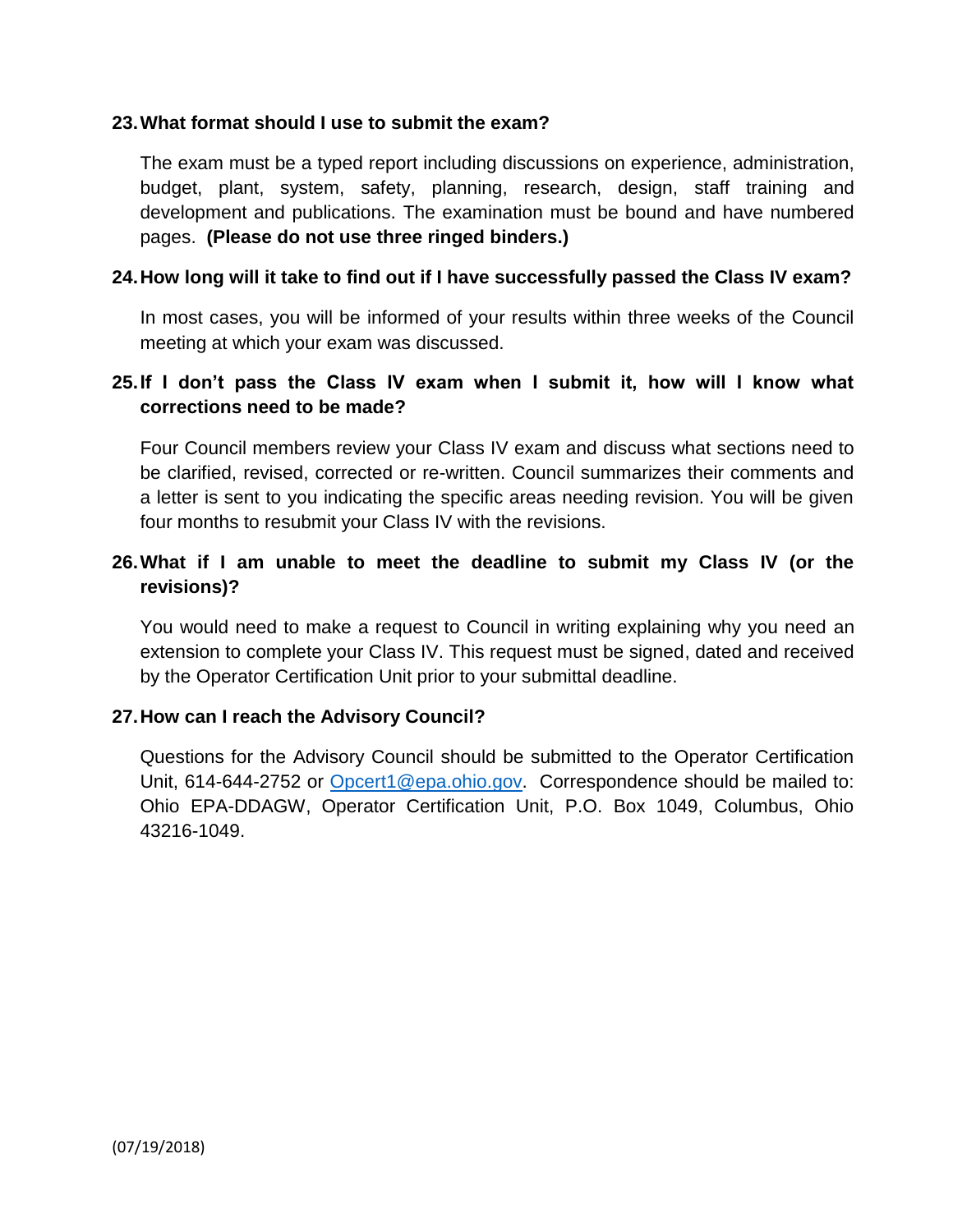**23. What format should I use to submit the exam?**

The exam must be a typed report including discussions on experience, administration, budget, plant, system, safety, planning, research, design, staff training and development and publications. The examination must be bound and have numbered pages. **(Please do not use three ringed binders.)**

**24. How long will it take to find out if I have successfully passed the Class IV exam?**

In most cases, you will be informed of your results within three weeks of the Council meeting at which your exam was discussed.

**25. If I don't pass the Class IV exam when I submit it, how will I know what corrections need to be made?**

Four Council members review your Class IV exam and discuss what sections need to be clarified, revised, corrected or re-written. Council summarizes their comments and a letter is sent to you indicating the specific areas needing revision. You will be given four months to resubmit your Class IV with the revisions.

**26. What if I am unable to meet the deadline to submit my Class IV (or the revisions)?**

You would need to make a request to Council in writing explaining why you need an extension to complete your Class IV. This request must be signed, dated and received by the Operator Certification Unit prior to your submittal deadline.

**27. How can I reach the Advisory Council?**

Questions for the Advisory Council should be submitted to the Operator Certification Unit, 614-644-2752 or Opcert1@epa.ohio.gov. Correspondence should be mailed to: Ohio EPA-DDAGW, Operator Certification Unit, P.O. Box 1049, Columbus, Ohio 43216-1049.

(07/19/2018)